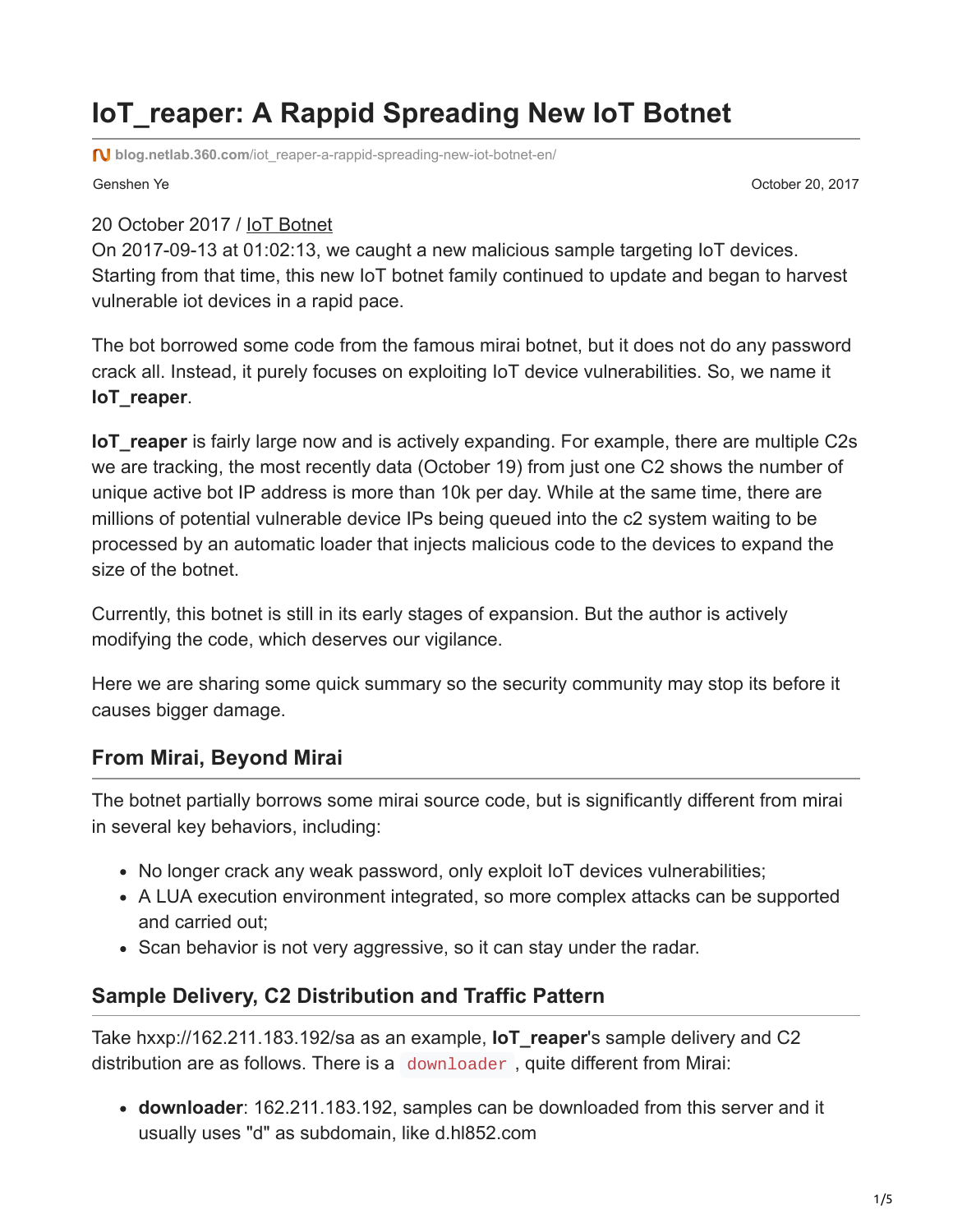# IoT_reaper: A Rappid Spreading New IoT Botnet

blog.netlab.360.com/iot_reaper-a-rappid-spreading-new-iot-botnet-en/

Genshen Ye

October 20, 2017

20 October 2017 / IoT Botnet

On 2017-09-13 at 01:02:13, we caught a new malicious sample targeting IoT devices. Starting from that time, this new IoT botnet family continued to update and began to harvest vulnerable iot devices in a rapid pace.

The bot borrowed some code from the famous mirai botnet, but it does not do any password crack all. Instead, it purely focuses on exploiting IoT device vulnerabilities. So, we name it **IoT_reaper**.

**IoT_reaper** is fairly large now and is actively expanding. For example, there are multiple C2s we are tracking, the most recently data (October 19) from just one C2 shows the number of unique active bot IP address is more than 10k per day. While at the same time, there are millions of potential vulnerable device IPs being queued into the c2 system waiting to be processed by an automatic loader that injects malicious code to the devices to expand the size of the botnet.

Currently, this botnet is still in its early stages of expansion. But the author is actively modifying the code, which deserves our vigilance.

Here we are sharing some quick summary so the security community may stop its before it causes bigger damage.

## From Mirai, Beyond Mirai

The botnet partially borrows some mirai source code, but is significantly different from mirai in several key behaviors, including:

- No longer crack any weak password, only exploit IoT devices vulnerabilities;
- A LUA execution environment integrated, so more complex attacks can be supported and carried out;
- Scan behavior is not very aggressive, so it can stay under the radar.

## Sample Delivery, C2 Distribution and Traffic Pattern

Take hxxp://162.211.183.192/sa as an example, **IoT_reaper**'s sample delivery and C2 distribution are as follows. There is a `downloader`, quite different from Mirai:

- **downloader**: 162.211.183.192, samples can be downloaded from this server and it usually uses "d" as subdomain, like d.hl852.com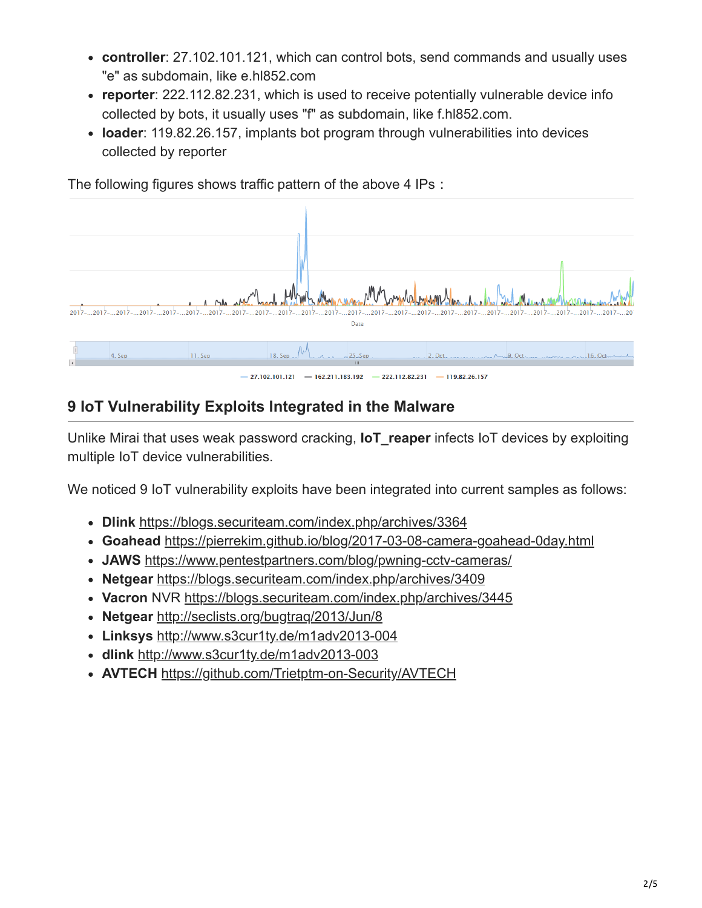- **controller**: 27.102.101.121, which can control bots, send commands and usually uses "e" as subdomain, like e.hl852.com
- **reporter**: 222.112.82.231, which is used to receive potentially vulnerable device info collected by bots, it usually uses "f" as subdomain, like f.hl852.com.
- **loader**: 119.82.26.157, implants bot program through vulnerabilities into devices collected by reporter

The following figures shows traffic pattern of the above 4 IPs：

## 9 IoT Vulnerability Exploits Integrated in the Malware

Unlike Mirai that uses weak password cracking, **IoT_reaper** infects IoT devices by exploiting multiple IoT device vulnerabilities.

We noticed 9 IoT vulnerability exploits have been integrated into current samples as follows:

- **Dlink** https://blogs.securiteam.com/index.php/archives/3364
- **Goahead** https://pierrekim.github.io/blog/2017-03-08-camera-goahead-0day.html
- **JAWS** https://www.pentestpartners.com/blog/pwning-cctv-cameras/
- **Netgear** https://blogs.securiteam.com/index.php/archives/3409
- **Vacron** NVR https://blogs.securiteam.com/index.php/archives/3445
- **Netgear** http://seclists.org/bugtraq/2013/Jun/8
- **Linksys** http://www.s3cur1ty.de/m1adv2013-004
- **dlink** http://www.s3cur1ty.de/m1adv2013-003
- **AVTECH** https://github.com/Trietptm-on-Security/AVTECH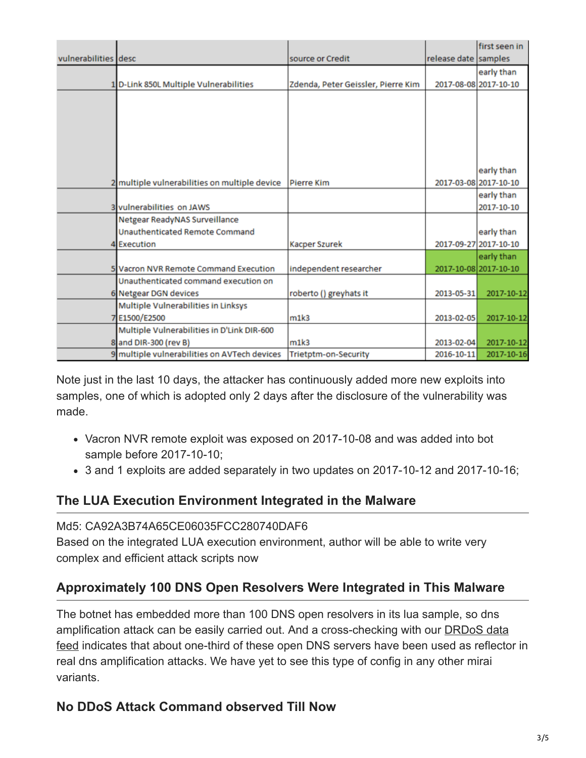| vulnerabilities | desc | source or Credit | release date | first seen in samples |
| --- | --- | --- | --- | --- |
| 1 | D-Link 850L Multiple Vulnerabilities | Zdenda, Peter Geissler, Pierre Kim | 2017-08-08 | early than 2017-10-10 |
| 2 | multiple vulnerabilities on multiple device | Pierre Kim | 2017-03-08 | early than 2017-10-10 |
| 3 | vulnerabilities on JAWS | | | early than 2017-10-10 |
| 4 | Netgear ReadyNAS Surveillance Unauthenticated Remote Command Execution | Kacper Szurek | 2017-09-27 | early than 2017-10-10 |
| 5 | Vacron NVR Remote Command Execution | independent researcher | 2017-10-08 | early than 2017-10-10 |
| 6 | Unauthenticated command execution on Netgear DGN devices | roberto () greyhats it | 2013-05-31 | 2017-10-12 |
| 7 | Multiple Vulnerabilities in Linksys E1500/E2500 | m1k3 | 2013-02-05 | 2017-10-12 |
| 8 | Multiple Vulnerabilities in D'Link DIR-600 and DIR-300 (rev B) | m1k3 | 2013-02-04 | 2017-10-12 |
| 9 | multiple vulnerabilities on AVTech devices | Trietptm-on-Security | 2016-10-11 | 2017-10-16 |

Note just in the last 10 days, the attacker has continuously added more new exploits into samples, one of which is adopted only 2 days after the disclosure of the vulnerability was made.

- Vacron NVR remote exploit was exposed on 2017-10-08 and was added into bot sample before 2017-10-10;
- 3 and 1 exploits are added separately in two updates on 2017-10-12 and 2017-10-16;

### The LUA Execution Environment Integrated in the Malware

Md5: CA92A3B74A65CE06035FCC280740DAF6
Based on the integrated LUA execution environment, author will be able to write very complex and efficient attack scripts now

### Approximately 100 DNS Open Resolvers Were Integrated in This Malware

The botnet has embedded more than 100 DNS open resolvers in its lua sample, so dns amplification attack can be easily carried out. And a cross-checking with our DRDoS data feed indicates that about one-third of these open DNS servers have been used as reflector in real dns amplification attacks. We have yet to see this type of config in any other mirai variants.

### No DDoS Attack Command observed Till Now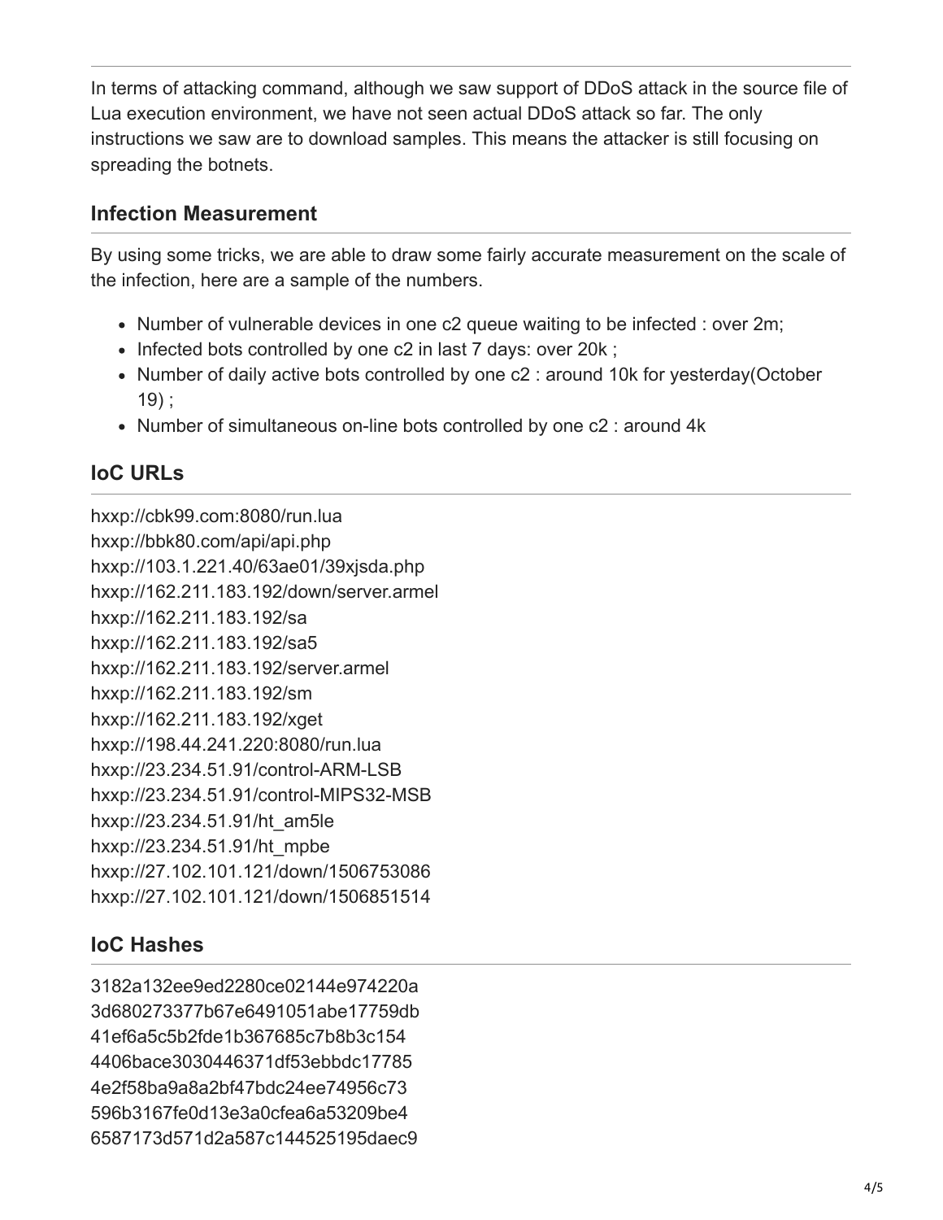In terms of attacking command, although we saw support of DDoS attack in the source file of Lua execution environment, we have not seen actual DDoS attack so far. The only instructions we saw are to download samples. This means the attacker is still focusing on spreading the botnets.

## Infection Measurement

By using some tricks, we are able to draw some fairly accurate measurement on the scale of the infection, here are a sample of the numbers.

- Number of vulnerable devices in one c2 queue waiting to be infected : over 2m;
- Infected bots controlled by one c2 in last 7 days: over 20k ;
- Number of daily active bots controlled by one c2 : around 10k for yesterday(October 19) ;
- Number of simultaneous on-line bots controlled by one c2 : around 4k

## IoC URLs

hxxp://cbk99.com:8080/run.lua
hxxp://bbk80.com/api/api.php
hxxp://103.1.221.40/63ae01/39xjsda.php
hxxp://162.211.183.192/down/server.armel
hxxp://162.211.183.192/sa
hxxp://162.211.183.192/sa5
hxxp://162.211.183.192/server.armel
hxxp://162.211.183.192/sm
hxxp://162.211.183.192/xget
hxxp://198.44.241.220:8080/run.lua
hxxp://23.234.51.91/control-ARM-LSB
hxxp://23.234.51.91/control-MIPS32-MSB
hxxp://23.234.51.91/ht_am5le
hxxp://23.234.51.91/ht_mpbe
hxxp://27.102.101.121/down/1506753086
hxxp://27.102.101.121/down/1506851514

## IoC Hashes

3182a132ee9ed2280ce02144e974220a
3d680273377b67e6491051abe17759db
41ef6a5c5b2fde1b367685c7b8b3c154
4406bace3030446371df53ebbdc17785
4e2f58ba9a8a2bf47bdc24ee74956c73
596b3167fe0d13e3a0cfea6a53209be4
6587173d571d2a587c144525195daec9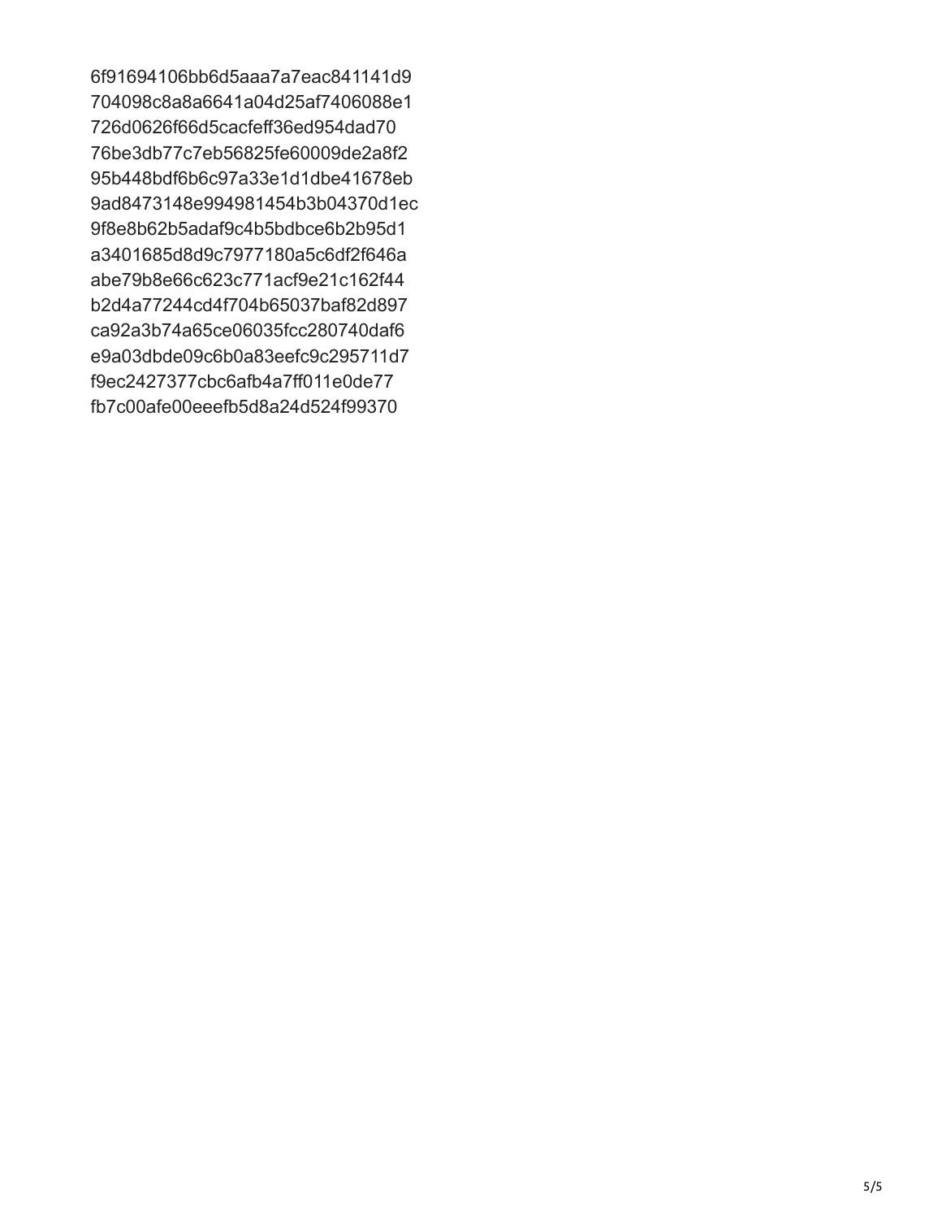6f91694106bb6d5aaa7a7eac841141d9
704098c8a8a6641a04d25af7406088e1
726d0626f66d5cacfeff36ed954dad70
76be3db77c7eb56825fe60009de2a8f2
95b448bdf6b6c97a33e1d1dbe41678eb
9ad8473148e994981454b3b04370d1ec
9f8e8b62b5adaf9c4b5bdbce6b2b95d1
a3401685d8d9c7977180a5c6df2f646a
abe79b8e66c623c771acf9e21c162f44
b2d4a77244cd4f704b65037baf82d897
ca92a3b74a65ce06035fcc280740daf6
e9a03dbde09c6b0a83eefc9c295711d7
f9ec2427377cbc6afb4a7ff011e0de77
fb7c00afe00eeefb5d8a24d524f99370